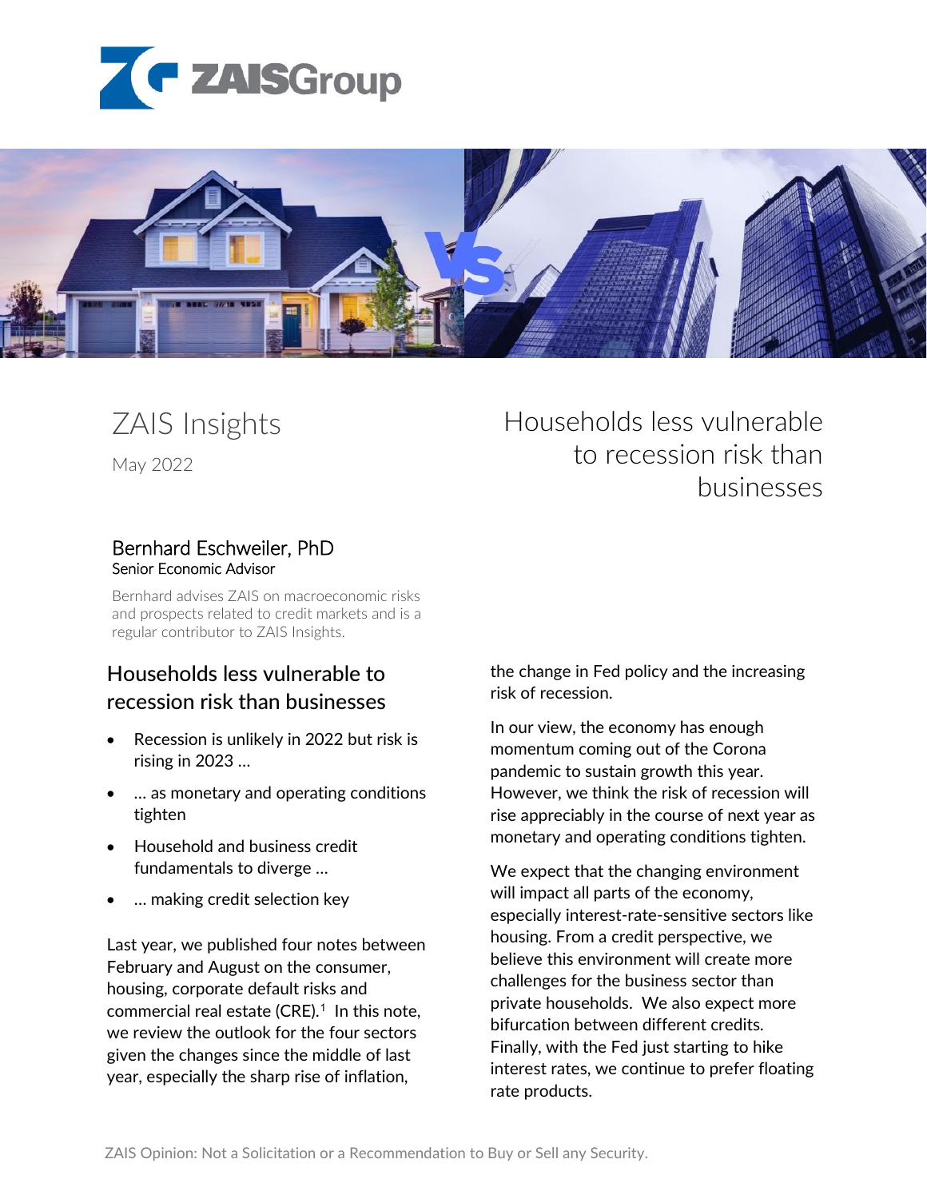ZAIS Group

# ZAIS Insights

May 2022

# Households less vulnerable to recession risk than businesses

**Bernhard Eschweiler, PhD**
Senior Economic Advisor

Bernhard advises ZAIS on macroeconomic risks and prospects related to credit markets and is a regular contributor to ZAIS Insights.

## Households less vulnerable to recession risk than businesses

- Recession is unlikely in 2022 but risk is rising in 2023 …
- … as monetary and operating conditions tighten
- Household and business credit fundamentals to diverge …
- … making credit selection key

Last year, we published four notes between February and August on the consumer, housing, corporate default risks and commercial real estate (CRE).[1] In this note, we review the outlook for the four sectors given the changes since the middle of last year, especially the sharp rise of inflation, the change in Fed policy and the increasing risk of recession.

In our view, the economy has enough momentum coming out of the Corona pandemic to sustain growth this year. However, we think the risk of recession will rise appreciably in the course of next year as monetary and operating conditions tighten.

We expect that the changing environment will impact all parts of the economy, especially interest-rate-sensitive sectors like housing. From a credit perspective, we believe this environment will create more challenges for the business sector than private households. We also expect more bifurcation between different credits. Finally, with the Fed just starting to hike interest rates, we continue to prefer floating rate products.

ZAIS Opinion: Not a Solicitation or a Recommendation to Buy or Sell any Security.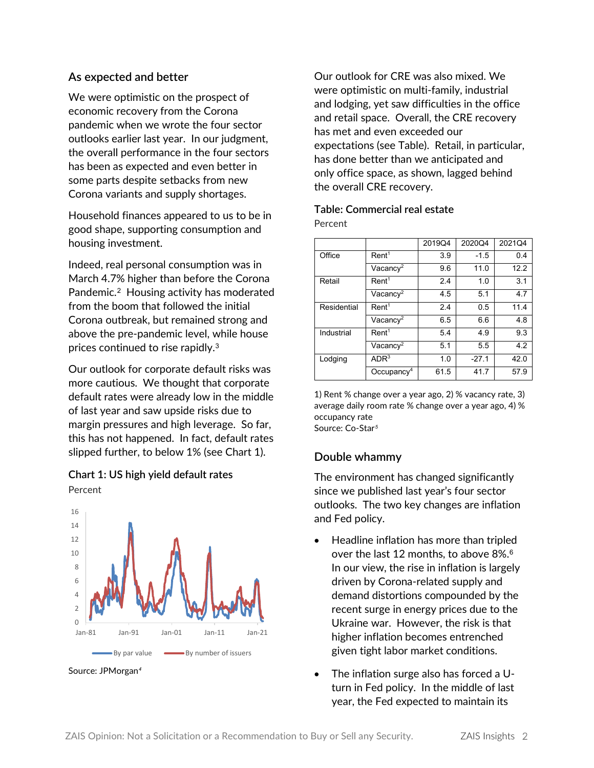## As expected and better

We were optimistic on the prospect of economic recovery from the Corona pandemic when we wrote the four sector outlooks earlier last year. In our judgment, the overall performance in the four sectors has been as expected and even better in some parts despite setbacks from new Corona variants and supply shortages.

Household finances appeared to us to be in good shape, supporting consumption and housing investment.

Indeed, real personal consumption was in March 4.7% higher than before the Corona Pandemic.[2] Housing activity has moderated from the boom that followed the initial Corona outbreak, but remained strong and above the pre-pandemic level, while house prices continued to rise rapidly.[3]

Our outlook for corporate default risks was more cautious. We thought that corporate default rates were already low in the middle of last year and saw upside risks due to margin pressures and high leverage. So far, this has not happened. In fact, default rates slipped further, to below 1% (see Chart 1).

### Chart 1: US high yield default rates

Percent

Source: JPMorgan[4]

Our outlook for CRE was also mixed. We were optimistic on multi-family, industrial and lodging, yet saw difficulties in the office and retail space. Overall, the CRE recovery has met and even exceeded our expectations (see Table). Retail, in particular, has done better than we anticipated and only office space, as shown, lagged behind the overall CRE recovery.

### Table: Commercial real estate

Percent

| | | 2019Q4 | 2020Q4 | 2021Q4 |
|---|---|---|---|---|
| Office | Rent[1] | 3.9 | -1.5 | 0.4 |
| | Vacancy[2] | 9.6 | 11.0 | 12.2 |
| Retail | Rent[1] | 2.4 | 1.0 | 3.1 |
| | Vacancy[2] | 4.5 | 5.1 | 4.7 |
| Residential | Rent[1] | 2.4 | 0.5 | 11.4 |
| | Vacancy[2] | 6.5 | 6.6 | 4.8 |
| Industrial | Rent[1] | 5.4 | 4.9 | 9.3 |
| | Vacancy[2] | 5.1 | 5.5 | 4.2 |
| Lodging | ADR[3] | 1.0 | -27.1 | 42.0 |
| | Occupancy[4] | 61.5 | 41.7 | 57.9 |

1) Rent % change over a year ago, 2) % vacancy rate, 3) average daily room rate % change over a year ago, 4) % occupancy rate
Source: Co-Star[5]

## Double whammy

The environment has changed significantly since we published last year's four sector outlooks. The two key changes are inflation and Fed policy.

- Headline inflation has more than tripled over the last 12 months, to above 8%.[6] In our view, the rise in inflation is largely driven by Corona-related supply and demand distortions compounded by the recent surge in energy prices due to the Ukraine war. However, the risk is that higher inflation becomes entrenched given tight labor market conditions.

- The inflation surge also has forced a U-turn in Fed policy. In the middle of last year, the Fed expected to maintain its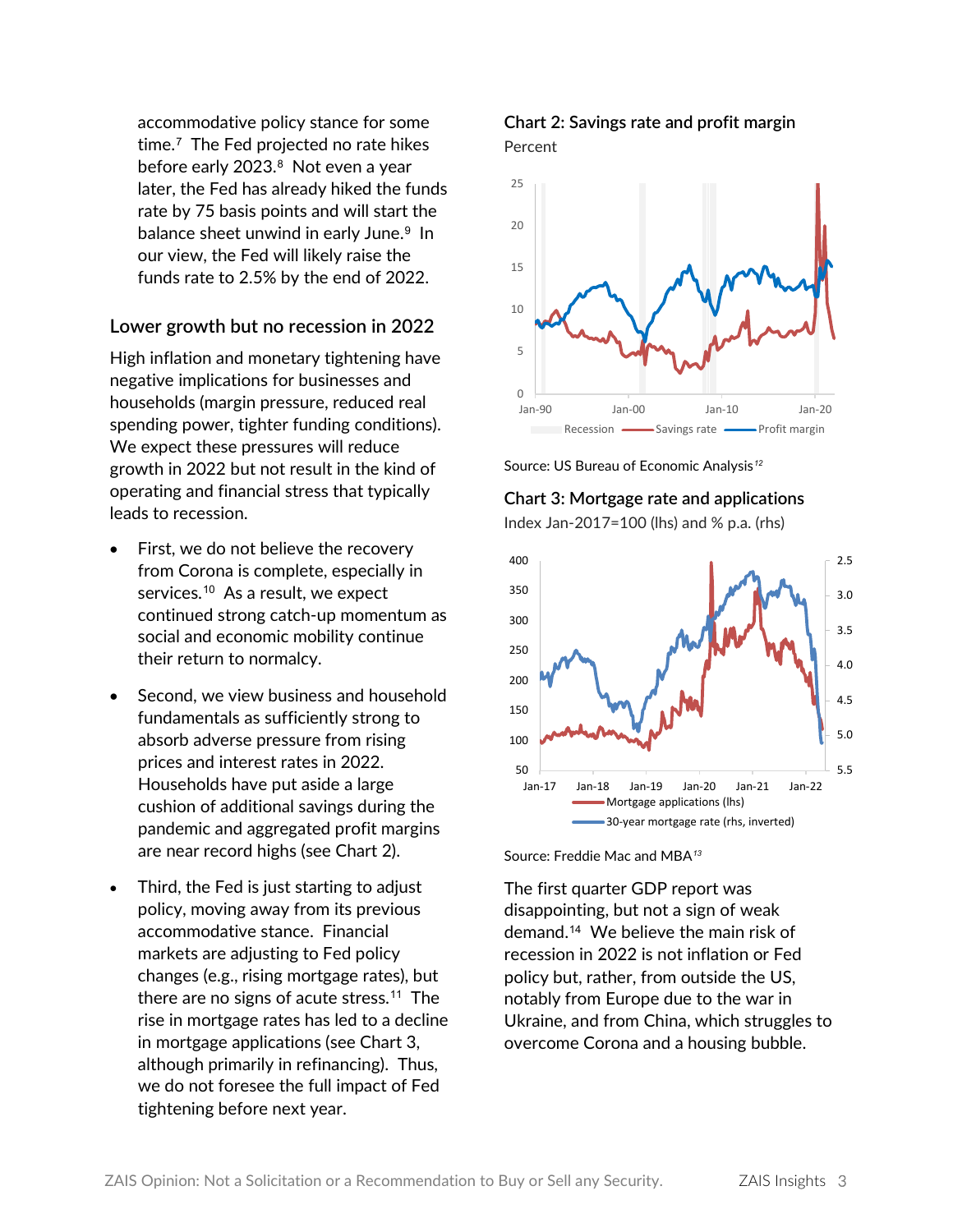accommodative policy stance for some time.[7] The Fed projected no rate hikes before early 2023.[8] Not even a year later, the Fed has already hiked the funds rate by 75 basis points and will start the balance sheet unwind in early June.[9] In our view, the Fed will likely raise the funds rate to 2.5% by the end of 2022.

## Lower growth but no recession in 2022

High inflation and monetary tightening have negative implications for businesses and households (margin pressure, reduced real spending power, tighter funding conditions). We expect these pressures will reduce growth in 2022 but not result in the kind of operating and financial stress that typically leads to recession.

- First, we do not believe the recovery from Corona is complete, especially in services.[10] As a result, we expect continued strong catch-up momentum as social and economic mobility continue their return to normalcy.
- Second, we view business and household fundamentals as sufficiently strong to absorb adverse pressure from rising prices and interest rates in 2022. Households have put aside a large cushion of additional savings during the pandemic and aggregated profit margins are near record highs (see Chart 2).
- Third, the Fed is just starting to adjust policy, moving away from its previous accommodative stance. Financial markets are adjusting to Fed policy changes (e.g., rising mortgage rates), but there are no signs of acute stress.[11] The rise in mortgage rates has led to a decline in mortgage applications (see Chart 3, although primarily in refinancing). Thus, we do not foresee the full impact of Fed tightening before next year.

**Chart 2: Savings rate and profit margin**

Percent

Source: US Bureau of Economic Analysis[12]

**Chart 3: Mortgage rate and applications**

Index Jan-2017=100 (lhs) and % p.a. (rhs)

Source: Freddie Mac and MBA[13]

The first quarter GDP report was disappointing, but not a sign of weak demand.[14] We believe the main risk of recession in 2022 is not inflation or Fed policy but, rather, from outside the US, notably from Europe due to the war in Ukraine, and from China, which struggles to overcome Corona and a housing bubble.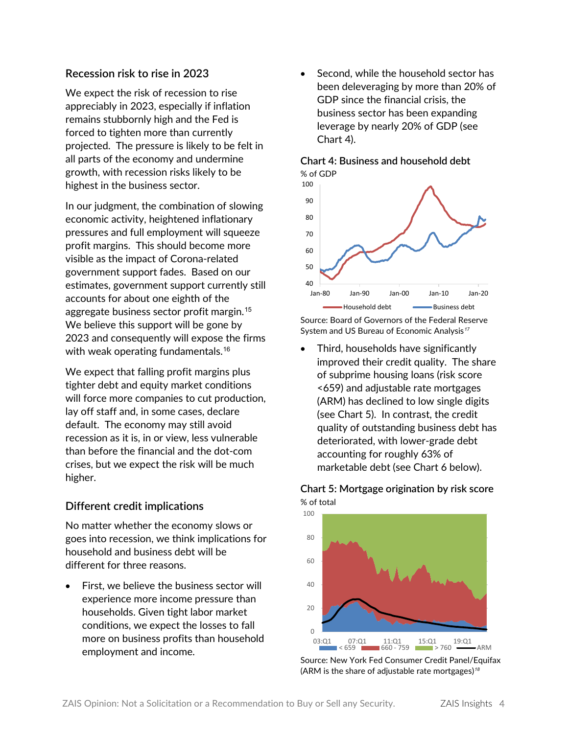## Recession risk to rise in 2023

We expect the risk of recession to rise appreciably in 2023, especially if inflation remains stubbornly high and the Fed is forced to tighten more than currently projected. The pressure is likely to be felt in all parts of the economy and undermine growth, with recession risks likely to be highest in the business sector.

In our judgment, the combination of slowing economic activity, heightened inflationary pressures and full employment will squeeze profit margins. This should become more visible as the impact of Corona-related government support fades. Based on our estimates, government support currently still accounts for about one eighth of the aggregate business sector profit margin.[15] We believe this support will be gone by 2023 and consequently will expose the firms with weak operating fundamentals.[16]

We expect that falling profit margins plus tighter debt and equity market conditions will force more companies to cut production, lay off staff and, in some cases, declare default. The economy may still avoid recession as it is, in or view, less vulnerable than before the financial and the dot-com crises, but we expect the risk will be much higher.

## Different credit implications

No matter whether the economy slows or goes into recession, we think implications for household and business debt will be different for three reasons.

- First, we believe the business sector will experience more income pressure than households. Given tight labor market conditions, we expect the losses to fall more on business profits than household employment and income.
- Second, while the household sector has been deleveraging by more than 20% of GDP since the financial crisis, the business sector has been expanding leverage by nearly 20% of GDP (see Chart 4).

**Chart 4: Business and household debt**

Source: Board of Governors of the Federal Reserve System and US Bureau of Economic Analysis[17]

- Third, households have significantly improved their credit quality. The share of subprime housing loans (risk score <659) and adjustable rate mortgages (ARM) has declined to low single digits (see Chart 5). In contrast, the credit quality of outstanding business debt has deteriorated, with lower-grade debt accounting for roughly 63% of marketable debt (see Chart 6 below).

**Chart 5: Mortgage origination by risk score**

Source: New York Fed Consumer Credit Panel/Equifax (ARM is the share of adjustable rate mortgages)[18]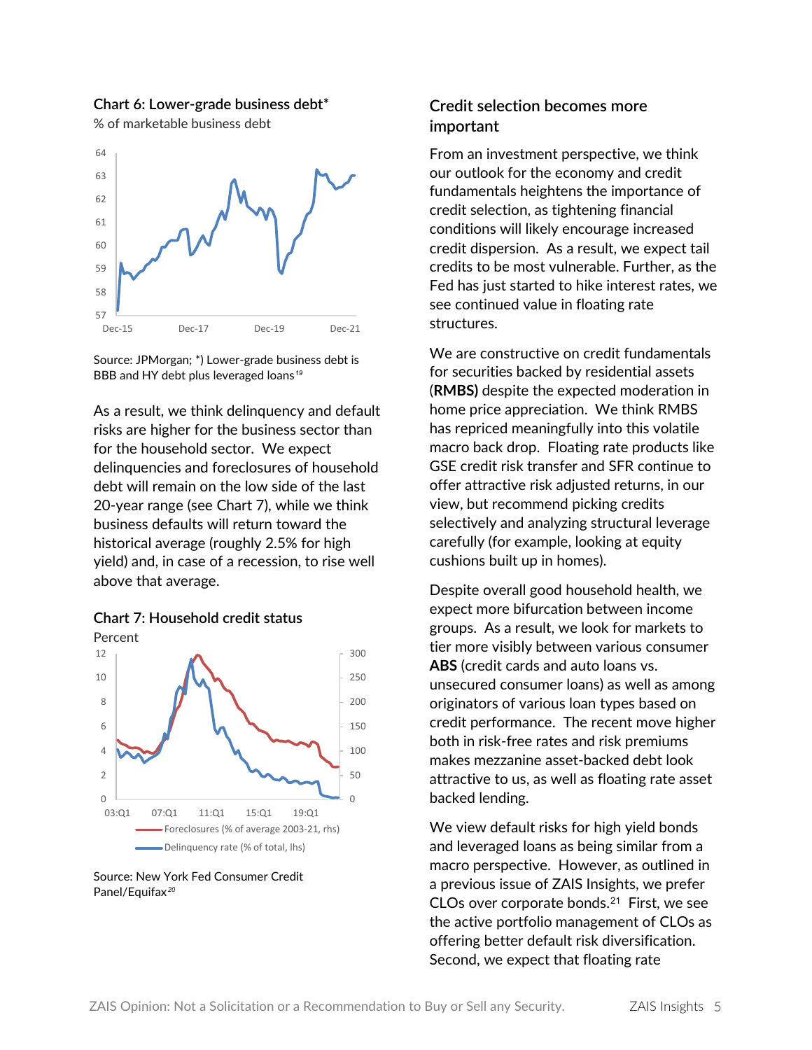**Chart 6: Lower-grade business debt***

% of marketable business debt

Source: JPMorgan; *) Lower-grade business debt is BBB and HY debt plus leveraged loans[19]

As a result, we think delinquency and default risks are higher for the business sector than for the household sector. We expect delinquencies and foreclosures of household debt will remain on the low side of the last 20-year range (see Chart 7), while we think business defaults will return toward the historical average (roughly 2.5% for high yield) and, in case of a recession, to rise well above that average.

**Chart 7: Household credit status**

Percent

Source: New York Fed Consumer Credit Panel/Equifax[20]

## Credit selection becomes more important

From an investment perspective, we think our outlook for the economy and credit fundamentals heightens the importance of credit selection, as tightening financial conditions will likely encourage increased credit dispersion. As a result, we expect tail credits to be most vulnerable. Further, as the Fed has just started to hike interest rates, we see continued value in floating rate structures.

We are constructive on credit fundamentals for securities backed by residential assets (**RMBS)** despite the expected moderation in home price appreciation. We think RMBS has repriced meaningfully into this volatile macro back drop. Floating rate products like GSE credit risk transfer and SFR continue to offer attractive risk adjusted returns, in our view, but recommend picking credits selectively and analyzing structural leverage carefully (for example, looking at equity cushions built up in homes).

Despite overall good household health, we expect more bifurcation between income groups. As a result, we look for markets to tier more visibly between various consumer **ABS** (credit cards and auto loans vs. unsecured consumer loans) as well as among originators of various loan types based on credit performance. The recent move higher both in risk-free rates and risk premiums makes mezzanine asset-backed debt look attractive to us, as well as floating rate asset backed lending.

We view default risks for high yield bonds and leveraged loans as being similar from a macro perspective. However, as outlined in a previous issue of ZAIS Insights, we prefer CLOs over corporate bonds.[21] First, we see the active portfolio management of CLOs as offering better default risk diversification. Second, we expect that floating rate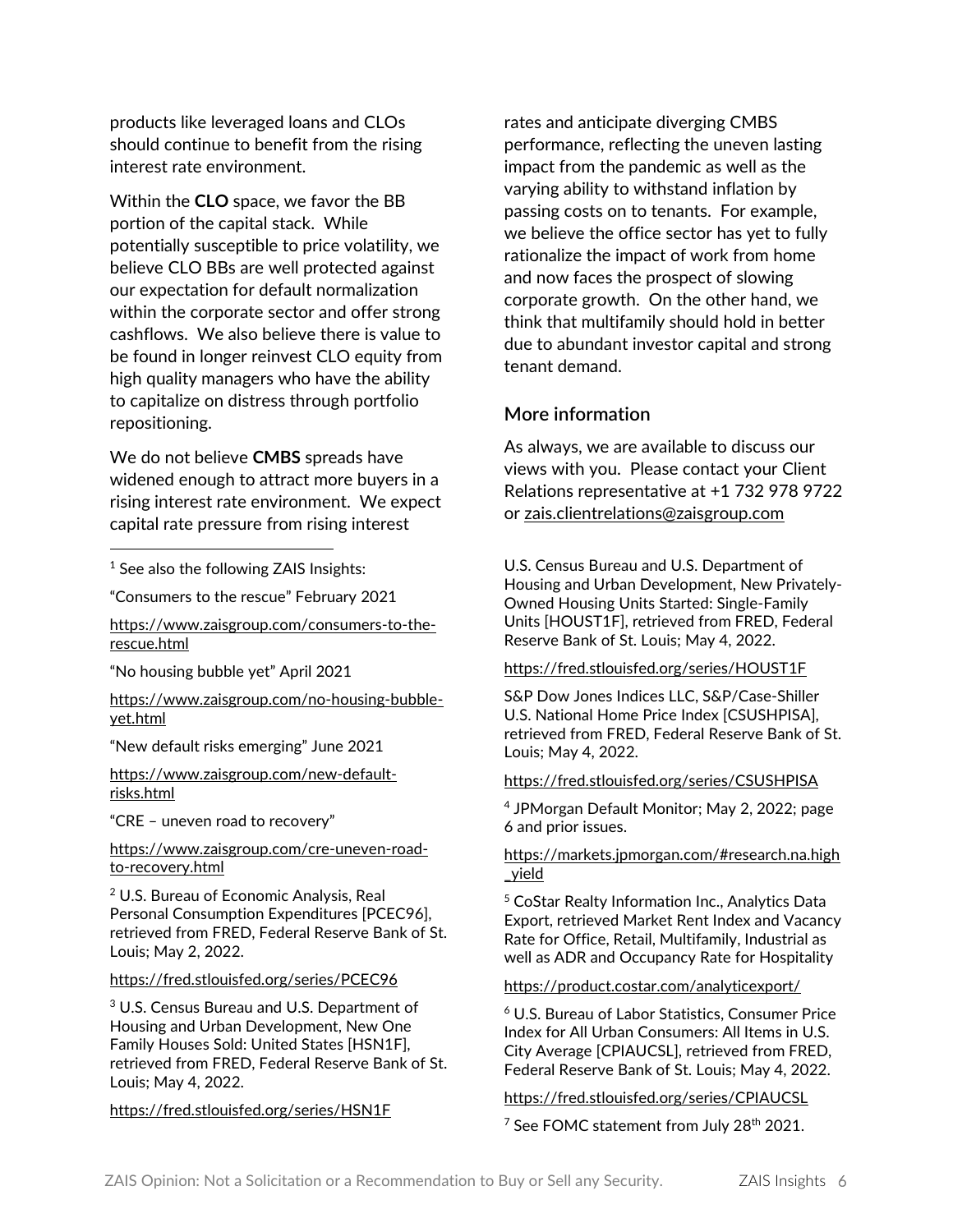products like leveraged loans and CLOs should continue to benefit from the rising interest rate environment.

Within the **CLO** space, we favor the BB portion of the capital stack. While potentially susceptible to price volatility, we believe CLO BBs are well protected against our expectation for default normalization within the corporate sector and offer strong cashflows. We also believe there is value to be found in longer reinvest CLO equity from high quality managers who have the ability to capitalize on distress through portfolio repositioning.

We do not believe **CMBS** spreads have widened enough to attract more buyers in a rising interest rate environment. We expect capital rate pressure from rising interest rates and anticipate diverging CMBS performance, reflecting the uneven lasting impact from the pandemic as well as the varying ability to withstand inflation by passing costs on to tenants. For example, we believe the office sector has yet to fully rationalize the impact of work from home and now faces the prospect of slowing corporate growth. On the other hand, we think that multifamily should hold in better due to abundant investor capital and strong tenant demand.

## More information

As always, we are available to discuss our views with you. Please contact your Client Relations representative at +1 732 978 9722 or zais.clientrelations@zaisgroup.com

---

[1] See also the following ZAIS Insights:

"Consumers to the rescue" February 2021

https://www.zaisgroup.com/consumers-to-the-rescue.html

"No housing bubble yet" April 2021

https://www.zaisgroup.com/no-housing-bubble-yet.html

"New default risks emerging" June 2021

https://www.zaisgroup.com/new-default-risks.html

"CRE – uneven road to recovery"

https://www.zaisgroup.com/cre-uneven-road-to-recovery.html

[2] U.S. Bureau of Economic Analysis, Real Personal Consumption Expenditures [PCEC96], retrieved from FRED, Federal Reserve Bank of St. Louis; May 2, 2022.

https://fred.stlouisfed.org/series/PCEC96

[3] U.S. Census Bureau and U.S. Department of Housing and Urban Development, New One Family Houses Sold: United States [HSN1F], retrieved from FRED, Federal Reserve Bank of St. Louis; May 4, 2022.

https://fred.stlouisfed.org/series/HSN1F

U.S. Census Bureau and U.S. Department of Housing and Urban Development, New Privately-Owned Housing Units Started: Single-Family Units [HOUST1F], retrieved from FRED, Federal Reserve Bank of St. Louis; May 4, 2022.

https://fred.stlouisfed.org/series/HOUST1F

S&P Dow Jones Indices LLC, S&P/Case-Shiller U.S. National Home Price Index [CSUSHPISA], retrieved from FRED, Federal Reserve Bank of St. Louis; May 4, 2022.

https://fred.stlouisfed.org/series/CSUSHPISA

[4] JPMorgan Default Monitor; May 2, 2022; page 6 and prior issues.

https://markets.jpmorgan.com/#research.na.high_yield

[5] CoStar Realty Information Inc., Analytics Data Export, retrieved Market Rent Index and Vacancy Rate for Office, Retail, Multifamily, Industrial as well as ADR and Occupancy Rate for Hospitality

https://product.costar.com/analyticexport/

[6] U.S. Bureau of Labor Statistics, Consumer Price Index for All Urban Consumers: All Items in U.S. City Average [CPIAUCSL], retrieved from FRED, Federal Reserve Bank of St. Louis; May 4, 2022.

https://fred.stlouisfed.org/series/CPIAUCSL

[7] See FOMC statement from July 28th 2021.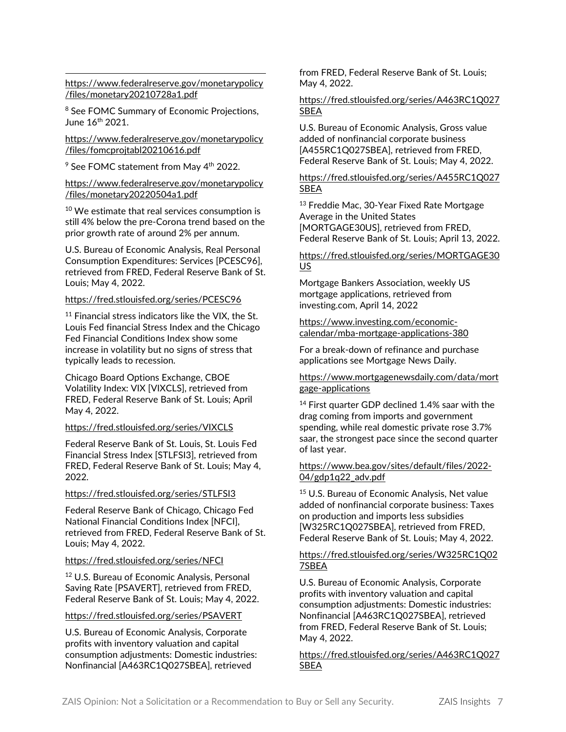https://www.federalreserve.gov/monetarypolicy/files/monetary20210728a1.pdf

[8] See FOMC Summary of Economic Projections, June 16th 2021.

https://www.federalreserve.gov/monetarypolicy/files/fomcprojtabl20210616.pdf

[9] See FOMC statement from May 4th 2022.

https://www.federalreserve.gov/monetarypolicy/files/monetary20220504a1.pdf

[10] We estimate that real services consumption is still 4% below the pre-Corona trend based on the prior growth rate of around 2% per annum.

U.S. Bureau of Economic Analysis, Real Personal Consumption Expenditures: Services [PCESC96], retrieved from FRED, Federal Reserve Bank of St. Louis; May 4, 2022.

https://fred.stlouisfed.org/series/PCESC96

[11] Financial stress indicators like the VIX, the St. Louis Fed financial Stress Index and the Chicago Fed Financial Conditions Index show some increase in volatility but no signs of stress that typically leads to recession.

Chicago Board Options Exchange, CBOE Volatility Index: VIX [VIXCLS], retrieved from FRED, Federal Reserve Bank of St. Louis; April May 4, 2022.

https://fred.stlouisfed.org/series/VIXCLS

Federal Reserve Bank of St. Louis, St. Louis Fed Financial Stress Index [STLFSI3], retrieved from FRED, Federal Reserve Bank of St. Louis; May 4, 2022.

https://fred.stlouisfed.org/series/STLFSI3

Federal Reserve Bank of Chicago, Chicago Fed National Financial Conditions Index [NFCI], retrieved from FRED, Federal Reserve Bank of St. Louis; May 4, 2022.

https://fred.stlouisfed.org/series/NFCI

[12] U.S. Bureau of Economic Analysis, Personal Saving Rate [PSAVERT], retrieved from FRED, Federal Reserve Bank of St. Louis; May 4, 2022.

https://fred.stlouisfed.org/series/PSAVERT

U.S. Bureau of Economic Analysis, Corporate profits with inventory valuation and capital consumption adjustments: Domestic industries: Nonfinancial [A463RC1Q027SBEA], retrieved from FRED, Federal Reserve Bank of St. Louis; May 4, 2022.

https://fred.stlouisfed.org/series/A463RC1Q027SBEA

U.S. Bureau of Economic Analysis, Gross value added of nonfinancial corporate business [A455RC1Q027SBEA], retrieved from FRED, Federal Reserve Bank of St. Louis; May 4, 2022.

https://fred.stlouisfed.org/series/A455RC1Q027SBEA

[13] Freddie Mac, 30-Year Fixed Rate Mortgage Average in the United States [MORTGAGE30US], retrieved from FRED, Federal Reserve Bank of St. Louis; April 13, 2022.

https://fred.stlouisfed.org/series/MORTGAGE30US

Mortgage Bankers Association, weekly US mortgage applications, retrieved from investing.com, April 14, 2022

https://www.investing.com/economic-calendar/mba-mortgage-applications-380

For a break-down of refinance and purchase applications see Mortgage News Daily.

https://www.mortgagenewsdaily.com/data/mortgage-applications

[14] First quarter GDP declined 1.4% saar with the drag coming from imports and government spending, while real domestic private rose 3.7% saar, the strongest pace since the second quarter of last year.

https://www.bea.gov/sites/default/files/2022-04/gdp1q22_adv.pdf

[15] U.S. Bureau of Economic Analysis, Net value added of nonfinancial corporate business: Taxes on production and imports less subsidies [W325RC1Q027SBEA], retrieved from FRED, Federal Reserve Bank of St. Louis; May 4, 2022.

https://fred.stlouisfed.org/series/W325RC1Q027SBEA

U.S. Bureau of Economic Analysis, Corporate profits with inventory valuation and capital consumption adjustments: Domestic industries: Nonfinancial [A463RC1Q027SBEA], retrieved from FRED, Federal Reserve Bank of St. Louis; May 4, 2022.

https://fred.stlouisfed.org/series/A463RC1Q027SBEA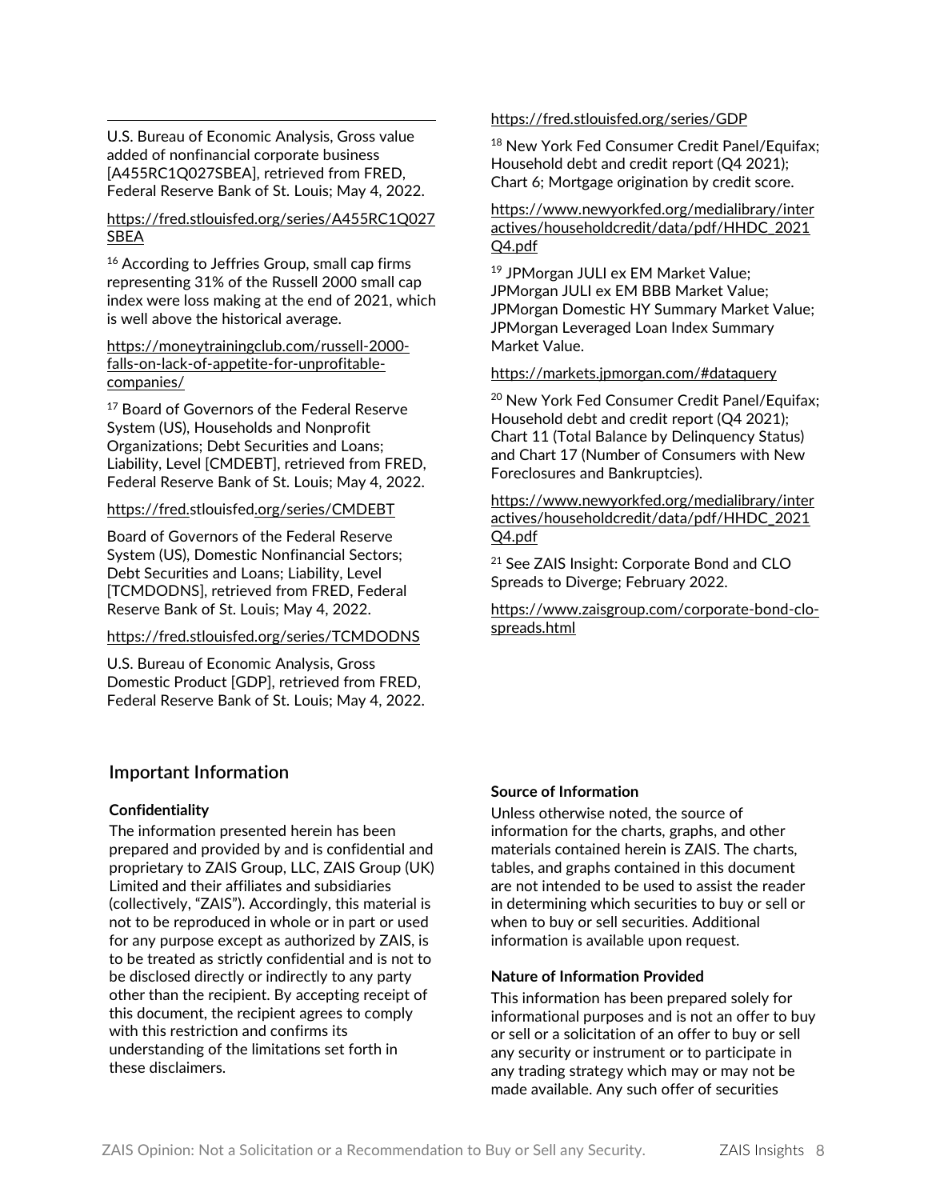U.S. Bureau of Economic Analysis, Gross value added of nonfinancial corporate business [A455RC1Q027SBEA], retrieved from FRED, Federal Reserve Bank of St. Louis; May 4, 2022.

https://fred.stlouisfed.org/series/A455RC1Q027SBEA

[16] According to Jeffries Group, small cap firms representing 31% of the Russell 2000 small cap index were loss making at the end of 2021, which is well above the historical average.

https://moneytrainingclub.com/russell-2000-falls-on-lack-of-appetite-for-unprofitable-companies/

[17] Board of Governors of the Federal Reserve System (US), Households and Nonprofit Organizations; Debt Securities and Loans; Liability, Level [CMDEBT], retrieved from FRED, Federal Reserve Bank of St. Louis; May 4, 2022.

https://fred.stlouisfed.org/series/CMDEBT

Board of Governors of the Federal Reserve System (US), Domestic Nonfinancial Sectors; Debt Securities and Loans; Liability, Level [TCMDODNS], retrieved from FRED, Federal Reserve Bank of St. Louis; May 4, 2022.

https://fred.stlouisfed.org/series/TCMDODNS

U.S. Bureau of Economic Analysis, Gross Domestic Product [GDP], retrieved from FRED, Federal Reserve Bank of St. Louis; May 4, 2022.

https://fred.stlouisfed.org/series/GDP

[18] New York Fed Consumer Credit Panel/Equifax; Household debt and credit report (Q4 2021); Chart 6; Mortgage origination by credit score.

https://www.newyorkfed.org/medialibrary/interactives/householdcredit/data/pdf/HHDC_2021Q4.pdf

[19] JPMorgan JULI ex EM Market Value; JPMorgan JULI ex EM BBB Market Value; JPMorgan Domestic HY Summary Market Value; JPMorgan Leveraged Loan Index Summary Market Value.

https://markets.jpmorgan.com/#dataquery

[20] New York Fed Consumer Credit Panel/Equifax; Household debt and credit report (Q4 2021); Chart 11 (Total Balance by Delinquency Status) and Chart 17 (Number of Consumers with New Foreclosures and Bankruptcies).

https://www.newyorkfed.org/medialibrary/interactives/householdcredit/data/pdf/HHDC_2021Q4.pdf

[21] See ZAIS Insight: Corporate Bond and CLO Spreads to Diverge; February 2022.

https://www.zaisgroup.com/corporate-bond-clo-spreads.html

## Important Information

**Confidentiality**

The information presented herein has been prepared and provided by and is confidential and proprietary to ZAIS Group, LLC, ZAIS Group (UK) Limited and their affiliates and subsidiaries (collectively, "ZAIS"). Accordingly, this material is not to be reproduced in whole or in part or used for any purpose except as authorized by ZAIS, is to be treated as strictly confidential and is not to be disclosed directly or indirectly to any party other than the recipient. By accepting receipt of this document, the recipient agrees to comply with this restriction and confirms its understanding of the limitations set forth in these disclaimers.

**Source of Information**

Unless otherwise noted, the source of information for the charts, graphs, and other materials contained herein is ZAIS. The charts, tables, and graphs contained in this document are not intended to be used to assist the reader in determining which securities to buy or sell or when to buy or sell securities. Additional information is available upon request.

**Nature of Information Provided**

This information has been prepared solely for informational purposes and is not an offer to buy or sell or a solicitation of an offer to buy or sell any security or instrument or to participate in any trading strategy which may or may not be made available. Any such offer of securities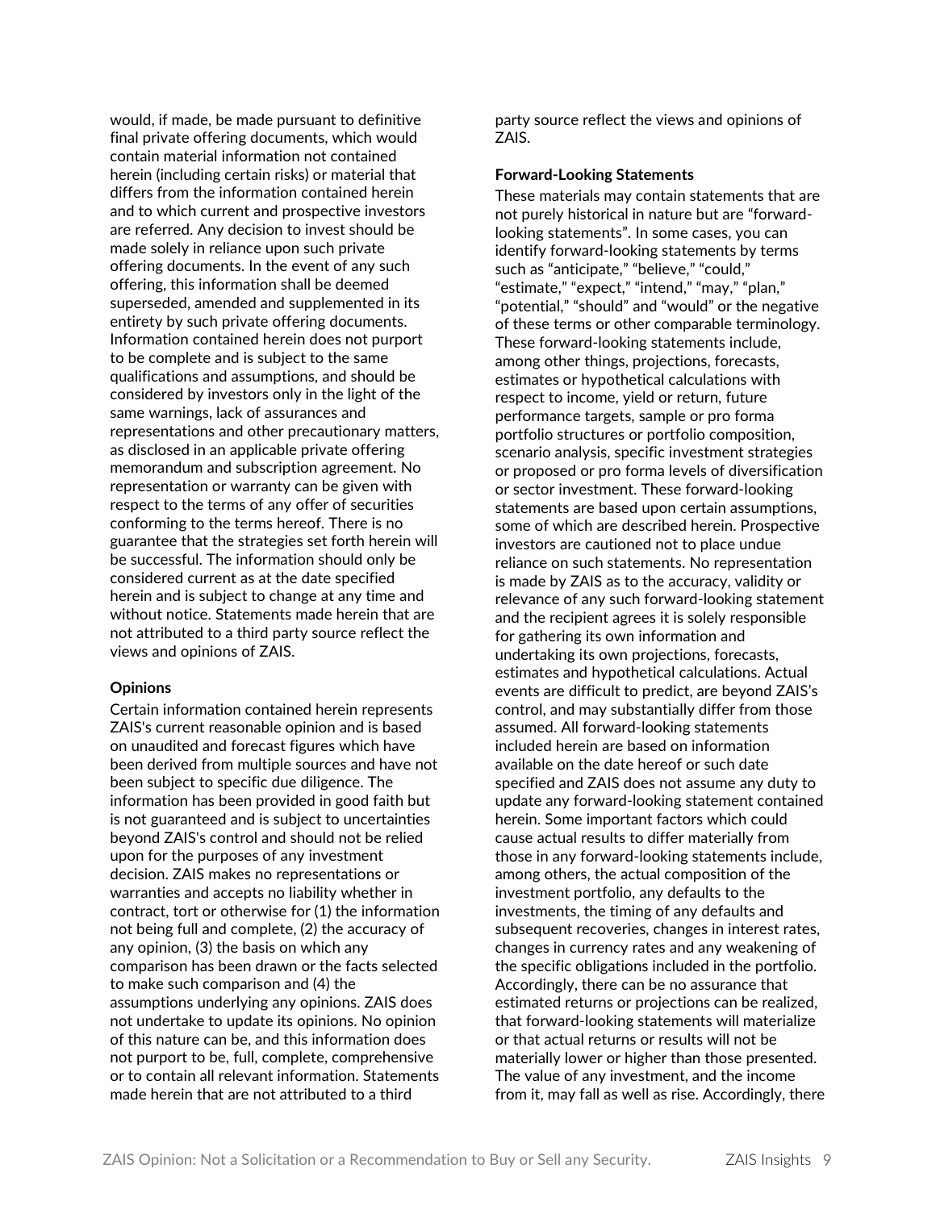would, if made, be made pursuant to definitive final private offering documents, which would contain material information not contained herein (including certain risks) or material that differs from the information contained herein and to which current and prospective investors are referred. Any decision to invest should be made solely in reliance upon such private offering documents. In the event of any such offering, this information shall be deemed superseded, amended and supplemented in its entirety by such private offering documents. Information contained herein does not purport to be complete and is subject to the same qualifications and assumptions, and should be considered by investors only in the light of the same warnings, lack of assurances and representations and other precautionary matters, as disclosed in an applicable private offering memorandum and subscription agreement. No representation or warranty can be given with respect to the terms of any offer of securities conforming to the terms hereof. There is no guarantee that the strategies set forth herein will be successful. The information should only be considered current as at the date specified herein and is subject to change at any time and without notice. Statements made herein that are not attributed to a third party source reflect the views and opinions of ZAIS.

**Opinions**

Certain information contained herein represents ZAIS's current reasonable opinion and is based on unaudited and forecast figures which have been derived from multiple sources and have not been subject to specific due diligence. The information has been provided in good faith but is not guaranteed and is subject to uncertainties beyond ZAIS's control and should not be relied upon for the purposes of any investment decision. ZAIS makes no representations or warranties and accepts no liability whether in contract, tort or otherwise for (1) the information not being full and complete, (2) the accuracy of any opinion, (3) the basis on which any comparison has been drawn or the facts selected to make such comparison and (4) the assumptions underlying any opinions. ZAIS does not undertake to update its opinions. No opinion of this nature can be, and this information does not purport to be, full, complete, comprehensive or to contain all relevant information. Statements made herein that are not attributed to a third party source reflect the views and opinions of ZAIS.

**Forward-Looking Statements**

These materials may contain statements that are not purely historical in nature but are "forward-looking statements". In some cases, you can identify forward-looking statements by terms such as "anticipate," "believe," "could," "estimate," "expect," "intend," "may," "plan," "potential," "should" and "would" or the negative of these terms or other comparable terminology. These forward-looking statements include, among other things, projections, forecasts, estimates or hypothetical calculations with respect to income, yield or return, future performance targets, sample or pro forma portfolio structures or portfolio composition, scenario analysis, specific investment strategies or proposed or pro forma levels of diversification or sector investment. These forward-looking statements are based upon certain assumptions, some of which are described herein. Prospective investors are cautioned not to place undue reliance on such statements. No representation is made by ZAIS as to the accuracy, validity or relevance of any such forward-looking statement and the recipient agrees it is solely responsible for gathering its own information and undertaking its own projections, forecasts, estimates and hypothetical calculations. Actual events are difficult to predict, are beyond ZAIS's control, and may substantially differ from those assumed. All forward-looking statements included herein are based on information available on the date hereof or such date specified and ZAIS does not assume any duty to update any forward-looking statement contained herein. Some important factors which could cause actual results to differ materially from those in any forward-looking statements include, among others, the actual composition of the investment portfolio, any defaults to the investments, the timing of any defaults and subsequent recoveries, changes in interest rates, changes in currency rates and any weakening of the specific obligations included in the portfolio. Accordingly, there can be no assurance that estimated returns or projections can be realized, that forward-looking statements will materialize or that actual returns or results will not be materially lower or higher than those presented. The value of any investment, and the income from it, may fall as well as rise. Accordingly, there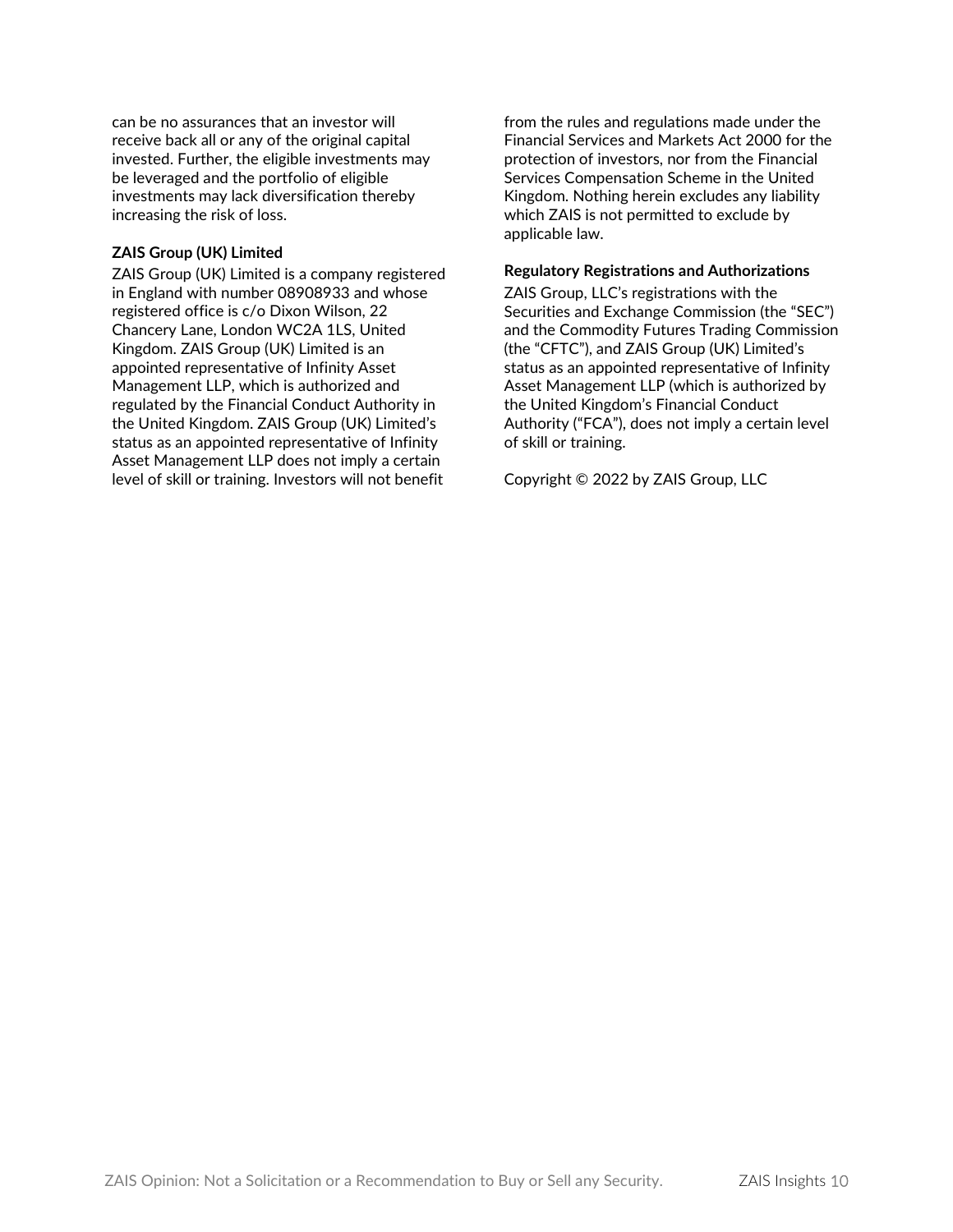can be no assurances that an investor will receive back all or any of the original capital invested. Further, the eligible investments may be leveraged and the portfolio of eligible investments may lack diversification thereby increasing the risk of loss.

**ZAIS Group (UK) Limited**

ZAIS Group (UK) Limited is a company registered in England with number 08908933 and whose registered office is c/o Dixon Wilson, 22 Chancery Lane, London WC2A 1LS, United Kingdom. ZAIS Group (UK) Limited is an appointed representative of Infinity Asset Management LLP, which is authorized and regulated by the Financial Conduct Authority in the United Kingdom. ZAIS Group (UK) Limited's status as an appointed representative of Infinity Asset Management LLP does not imply a certain level of skill or training. Investors will not benefit from the rules and regulations made under the Financial Services and Markets Act 2000 for the protection of investors, nor from the Financial Services Compensation Scheme in the United Kingdom. Nothing herein excludes any liability which ZAIS is not permitted to exclude by applicable law.

**Regulatory Registrations and Authorizations**

ZAIS Group, LLC's registrations with the Securities and Exchange Commission (the "SEC") and the Commodity Futures Trading Commission (the "CFTC"), and ZAIS Group (UK) Limited's status as an appointed representative of Infinity Asset Management LLP (which is authorized by the United Kingdom's Financial Conduct Authority ("FCA"), does not imply a certain level of skill or training.

Copyright © 2022 by ZAIS Group, LLC